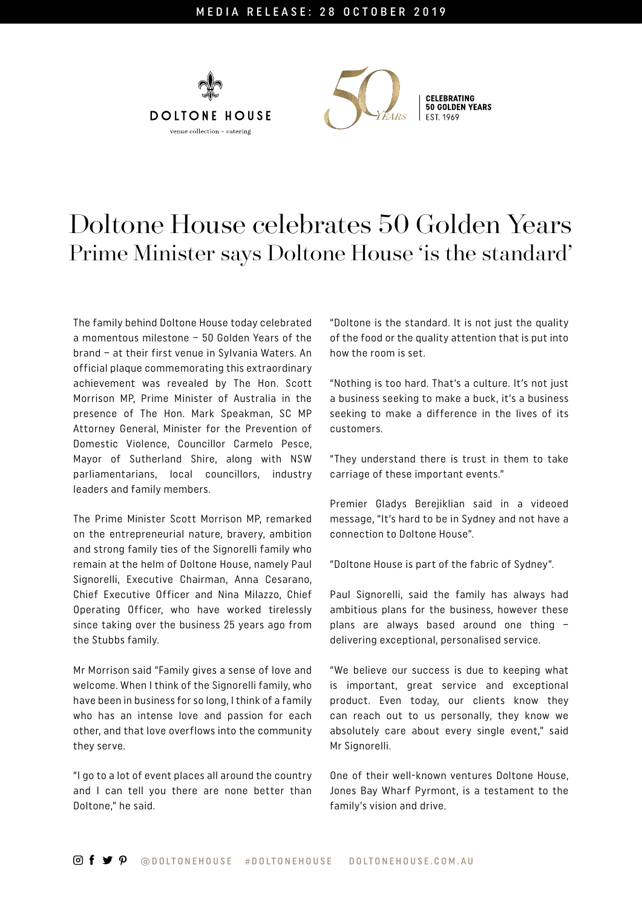MEDIA RELEASE: 28 OCTOBER 2019

DOLTONE HOUSE
venue collection + catering

CELEBRATING
50 GOLDEN YEARS
EST. 1969

# Doltone House celebrates 50 Golden Years

## Prime Minister says Doltone House 'is the standard'

The family behind Doltone House today celebrated a momentous milestone – 50 Golden Years of the brand – at their first venue in Sylvania Waters. An official plaque commemorating this extraordinary achievement was revealed by The Hon. Scott Morrison MP, Prime Minister of Australia in the presence of The Hon. Mark Speakman, SC MP Attorney General, Minister for the Prevention of Domestic Violence, Councillor Carmelo Pesce, Mayor of Sutherland Shire, along with NSW parliamentarians, local councillors, industry leaders and family members.

The Prime Minister Scott Morrison MP, remarked on the entrepreneurial nature, bravery, ambition and strong family ties of the Signorelli family who remain at the helm of Doltone House, namely Paul Signorelli, Executive Chairman, Anna Cesarano, Chief Executive Officer and Nina Milazzo, Chief Operating Officer, who have worked tirelessly since taking over the business 25 years ago from the Stubbs family.

Mr Morrison said "Family gives a sense of love and welcome. When I think of the Signorelli family, who have been in business for so long, I think of a family who has an intense love and passion for each other, and that love overflows into the community they serve.

"I go to a lot of event places all around the country and I can tell you there are none better than Doltone," he said.

"Doltone is the standard. It is not just the quality of the food or the quality attention that is put into how the room is set.

"Nothing is too hard. That's a culture. It's not just a business seeking to make a buck, it's a business seeking to make a difference in the lives of its customers.

"They understand there is trust in them to take carriage of these important events."

Premier Gladys Berejiklian said in a videoed message, "It's hard to be in Sydney and not have a connection to Doltone House".

"Doltone House is part of the fabric of Sydney".

Paul Signorelli, said the family has always had ambitious plans for the business, however these plans are always based around one thing – delivering exceptional, personalised service.

"We believe our success is due to keeping what is important, great service and exceptional product. Even today, our clients know they can reach out to us personally, they know we absolutely care about every single event," said Mr Signorelli.

One of their well-known ventures Doltone House, Jones Bay Wharf Pyrmont, is a testament to the family's vision and drive.

@DOLTONEHOUSE #DOLTONEHOUSE DOLTONEHOUSE.COM.AU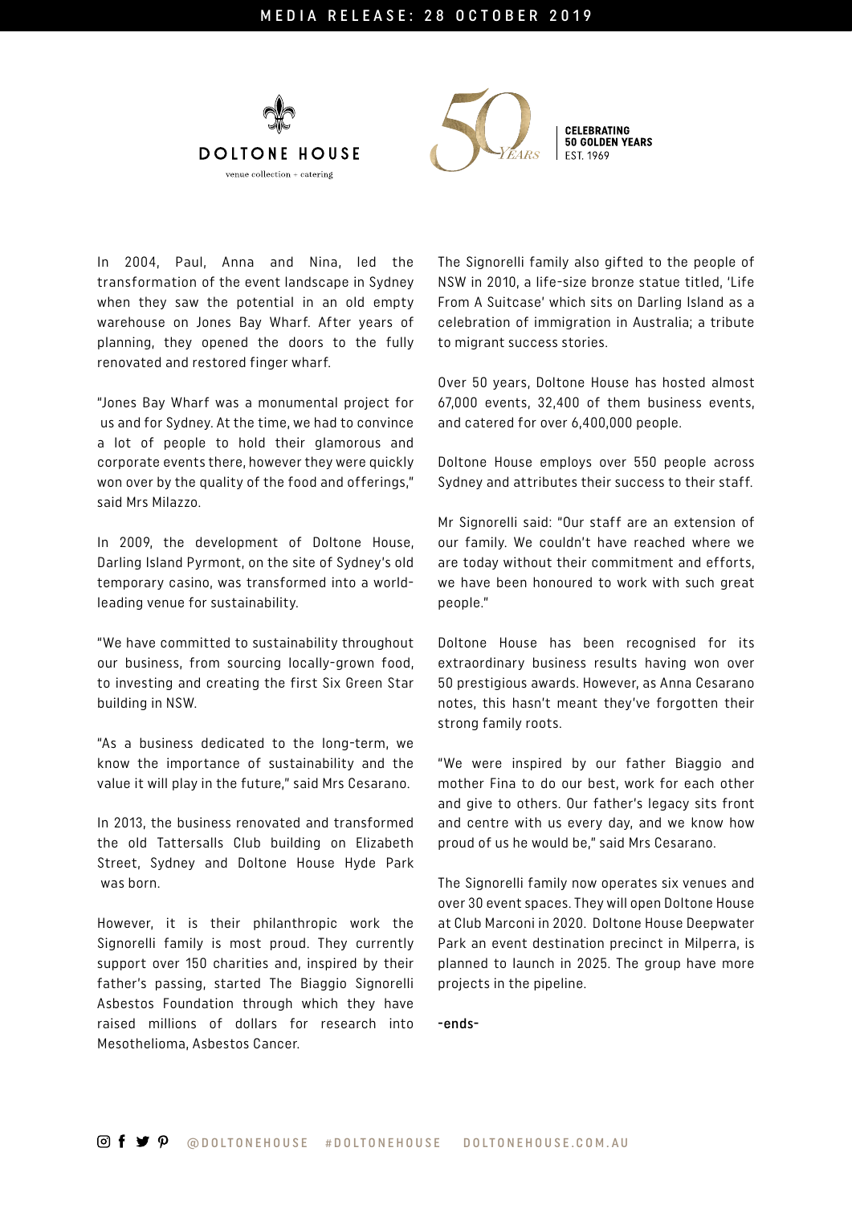In 2004, Paul, Anna and Nina, led the transformation of the event landscape in Sydney when they saw the potential in an old empty warehouse on Jones Bay Wharf. After years of planning, they opened the doors to the fully renovated and restored finger wharf.

"Jones Bay Wharf was a monumental project for us and for Sydney. At the time, we had to convince a lot of people to hold their glamorous and corporate events there, however they were quickly won over by the quality of the food and offerings," said Mrs Milazzo.

In 2009, the development of Doltone House, Darling Island Pyrmont, on the site of Sydney's old temporary casino, was transformed into a world-leading venue for sustainability.

"We have committed to sustainability throughout our business, from sourcing locally-grown food, to investing and creating the first Six Green Star building in NSW.

"As a business dedicated to the long-term, we know the importance of sustainability and the value it will play in the future," said Mrs Cesarano.

In 2013, the business renovated and transformed the old Tattersalls Club building on Elizabeth Street, Sydney and Doltone House Hyde Park was born.

However, it is their philanthropic work the Signorelli family is most proud. They currently support over 150 charities and, inspired by their father's passing, started The Biaggio Signorelli Asbestos Foundation through which they have raised millions of dollars for research into Mesothelioma, Asbestos Cancer.

The Signorelli family also gifted to the people of NSW in 2010, a life-size bronze statue titled, 'Life From A Suitcase' which sits on Darling Island as a celebration of immigration in Australia; a tribute to migrant success stories.

Over 50 years, Doltone House has hosted almost 67,000 events, 32,400 of them business events, and catered for over 6,400,000 people.

Doltone House employs over 550 people across Sydney and attributes their success to their staff.

Mr Signorelli said: "Our staff are an extension of our family. We couldn't have reached where we are today without their commitment and efforts, we have been honoured to work with such great people."

Doltone House has been recognised for its extraordinary business results having won over 50 prestigious awards. However, as Anna Cesarano notes, this hasn't meant they've forgotten their strong family roots.

"We were inspired by our father Biaggio and mother Fina to do our best, work for each other and give to others. Our father's legacy sits front and centre with us every day, and we know how proud of us he would be," said Mrs Cesarano.

The Signorelli family now operates six venues and over 30 event spaces. They will open Doltone House at Club Marconi in 2020. Doltone House Deepwater Park an event destination precinct in Milperra, is planned to launch in 2025. The group have more projects in the pipeline.

-ends-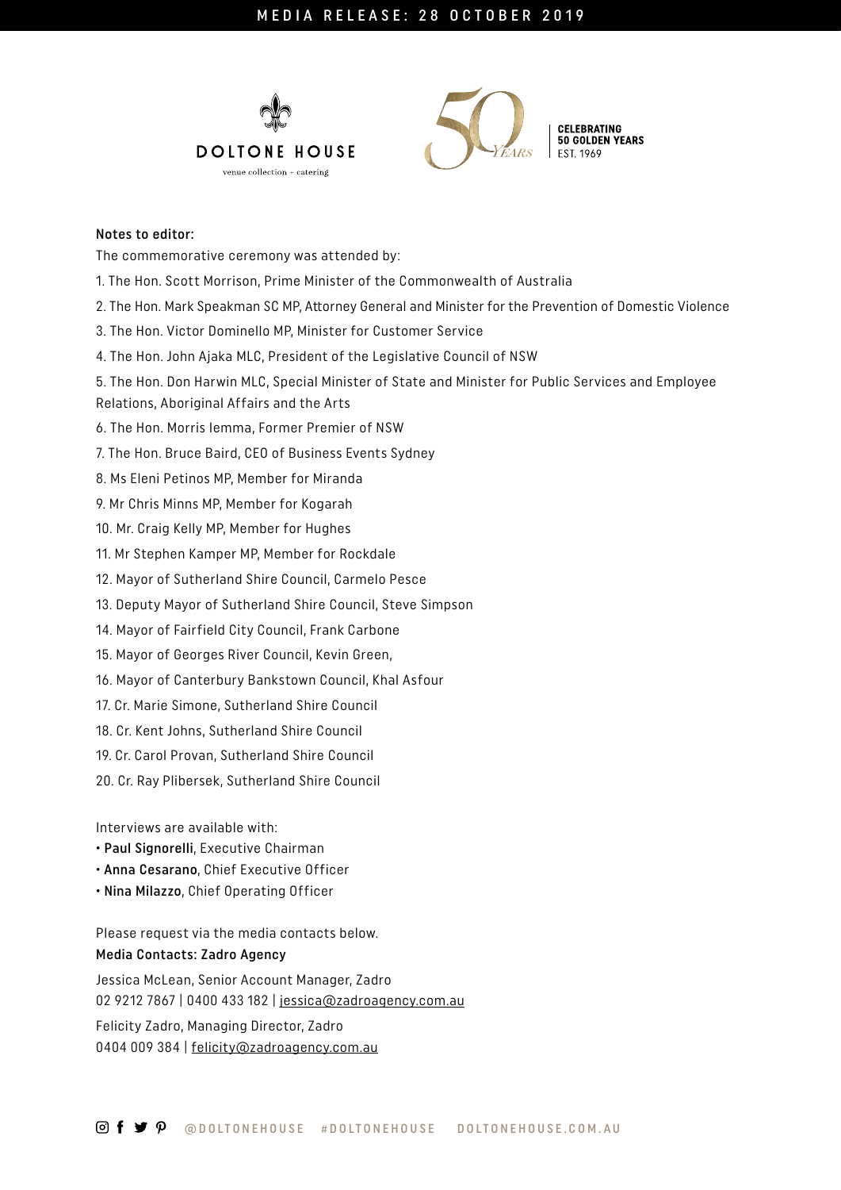**Notes to editor:**

The commemorative ceremony was attended by:

1. The Hon. Scott Morrison, Prime Minister of the Commonwealth of Australia
2. The Hon. Mark Speakman SC MP, Attorney General and Minister for the Prevention of Domestic Violence
3. The Hon. Victor Dominello MP, Minister for Customer Service
4. The Hon. John Ajaka MLC, President of the Legislative Council of NSW
5. The Hon. Don Harwin MLC, Special Minister of State and Minister for Public Services and Employee Relations, Aboriginal Affairs and the Arts
6. The Hon. Morris Iemma, Former Premier of NSW
7. The Hon. Bruce Baird, CEO of Business Events Sydney
8. Ms Eleni Petinos MP, Member for Miranda
9. Mr Chris Minns MP, Member for Kogarah
10. Mr. Craig Kelly MP, Member for Hughes
11. Mr Stephen Kamper MP, Member for Rockdale
12. Mayor of Sutherland Shire Council, Carmelo Pesce
13. Deputy Mayor of Sutherland Shire Council, Steve Simpson
14. Mayor of Fairfield City Council, Frank Carbone
15. Mayor of Georges River Council, Kevin Green,
16. Mayor of Canterbury Bankstown Council, Khal Asfour
17. Cr. Marie Simone, Sutherland Shire Council
18. Cr. Kent Johns, Sutherland Shire Council
19. Cr. Carol Provan, Sutherland Shire Council
20. Cr. Ray Plibersek, Sutherland Shire Council

Interviews are available with:

- **Paul Signorelli**, Executive Chairman
- **Anna Cesarano**, Chief Executive Officer
- **Nina Milazzo**, Chief Operating Officer

Please request via the media contacts below.

**Media Contacts: Zadro Agency**

Jessica McLean, Senior Account Manager, Zadro
02 9212 7867 | 0400 433 182 | jessica@zadroagency.com.au

Felicity Zadro, Managing Director, Zadro
0404 009 384 | felicity@zadroagency.com.au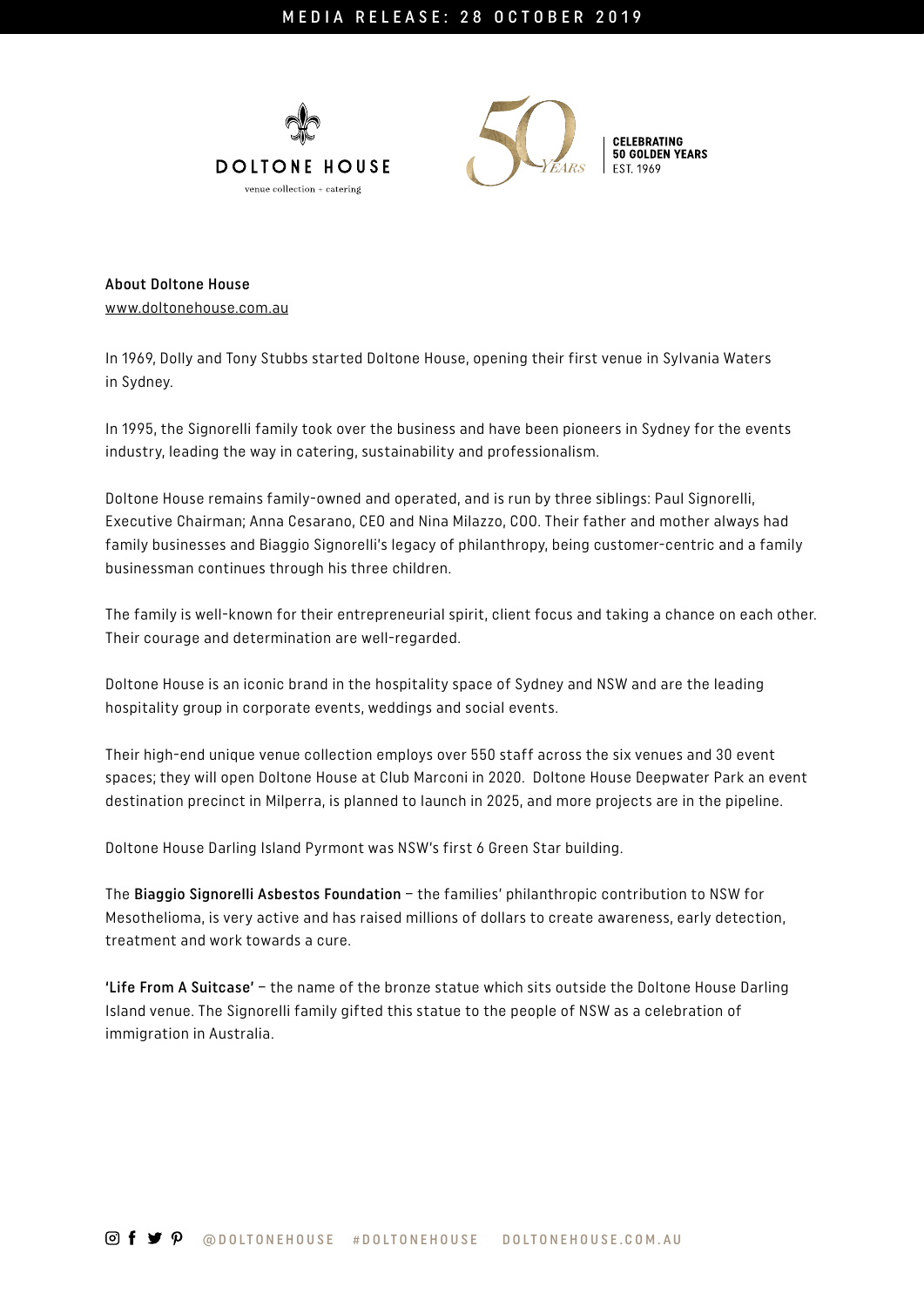**About Doltone House**
www.doltonehouse.com.au

In 1969, Dolly and Tony Stubbs started Doltone House, opening their first venue in Sylvania Waters in Sydney.

In 1995, the Signorelli family took over the business and have been pioneers in Sydney for the events industry, leading the way in catering, sustainability and professionalism.

Doltone House remains family-owned and operated, and is run by three siblings: Paul Signorelli, Executive Chairman; Anna Cesarano, CEO and Nina Milazzo, COO. Their father and mother always had family businesses and Biaggio Signorelli's legacy of philanthropy, being customer-centric and a family businessman continues through his three children.

The family is well-known for their entrepreneurial spirit, client focus and taking a chance on each other. Their courage and determination are well-regarded.

Doltone House is an iconic brand in the hospitality space of Sydney and NSW and are the leading hospitality group in corporate events, weddings and social events.

Their high-end unique venue collection employs over 550 staff across the six venues and 30 event spaces; they will open Doltone House at Club Marconi in 2020. Doltone House Deepwater Park an event destination precinct in Milperra, is planned to launch in 2025, and more projects are in the pipeline.

Doltone House Darling Island Pyrmont was NSW's first 6 Green Star building.

The **Biaggio Signorelli Asbestos Foundation** – the families' philanthropic contribution to NSW for Mesothelioma, is very active and has raised millions of dollars to create awareness, early detection, treatment and work towards a cure.

**'Life From A Suitcase'** – the name of the bronze statue which sits outside the Doltone House Darling Island venue. The Signorelli family gifted this statue to the people of NSW as a celebration of immigration in Australia.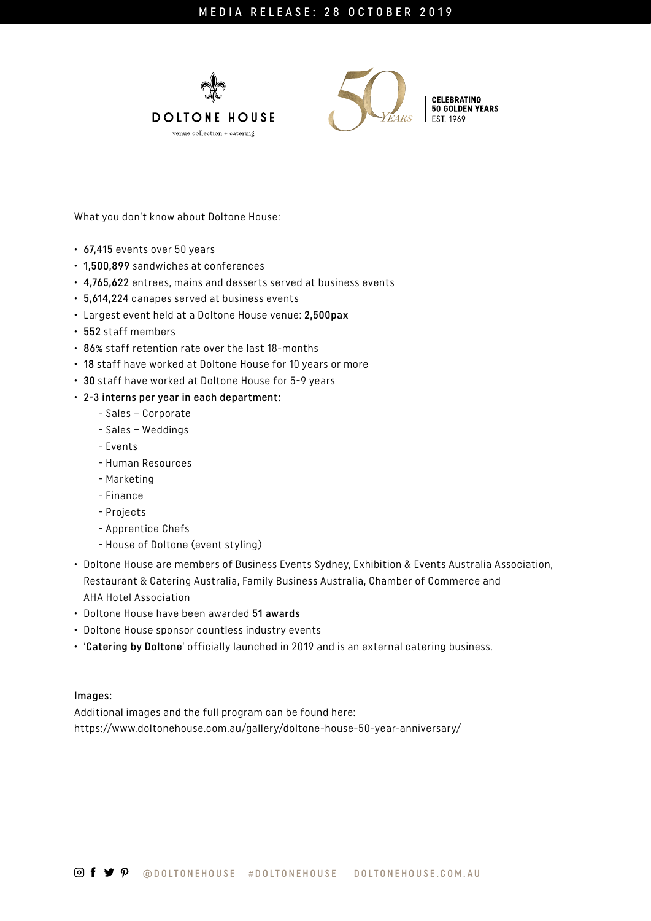What you don't know about Doltone House:

- **67,415** events over 50 years
- **1,500,899** sandwiches at conferences
- **4,765,622** entrees, mains and desserts served at business events
- **5,614,224** canapes served at business events
- Largest event held at a Doltone House venue: **2,500pax**
- **552** staff members
- **86%** staff retention rate over the last 18-months
- **18** staff have worked at Doltone House for 10 years or more
- **30** staff have worked at Doltone House for 5-9 years
- **2-3 interns per year in each department:**
  - Sales – Corporate
  - Sales – Weddings
  - Events
  - Human Resources
  - Marketing
  - Finance
  - Projects
  - Apprentice Chefs
  - House of Doltone (event styling)
- Doltone House are members of Business Events Sydney, Exhibition & Events Australia Association, Restaurant & Catering Australia, Family Business Australia, Chamber of Commerce and AHA Hotel Association
- Doltone House have been awarded **51 awards**
- Doltone House sponsor countless industry events
- '**Catering by Doltone**' officially launched in 2019 and is an external catering business.

**Images:**

Additional images and the full program can be found here:
https://www.doltonehouse.com.au/gallery/doltone-house-50-year-anniversary/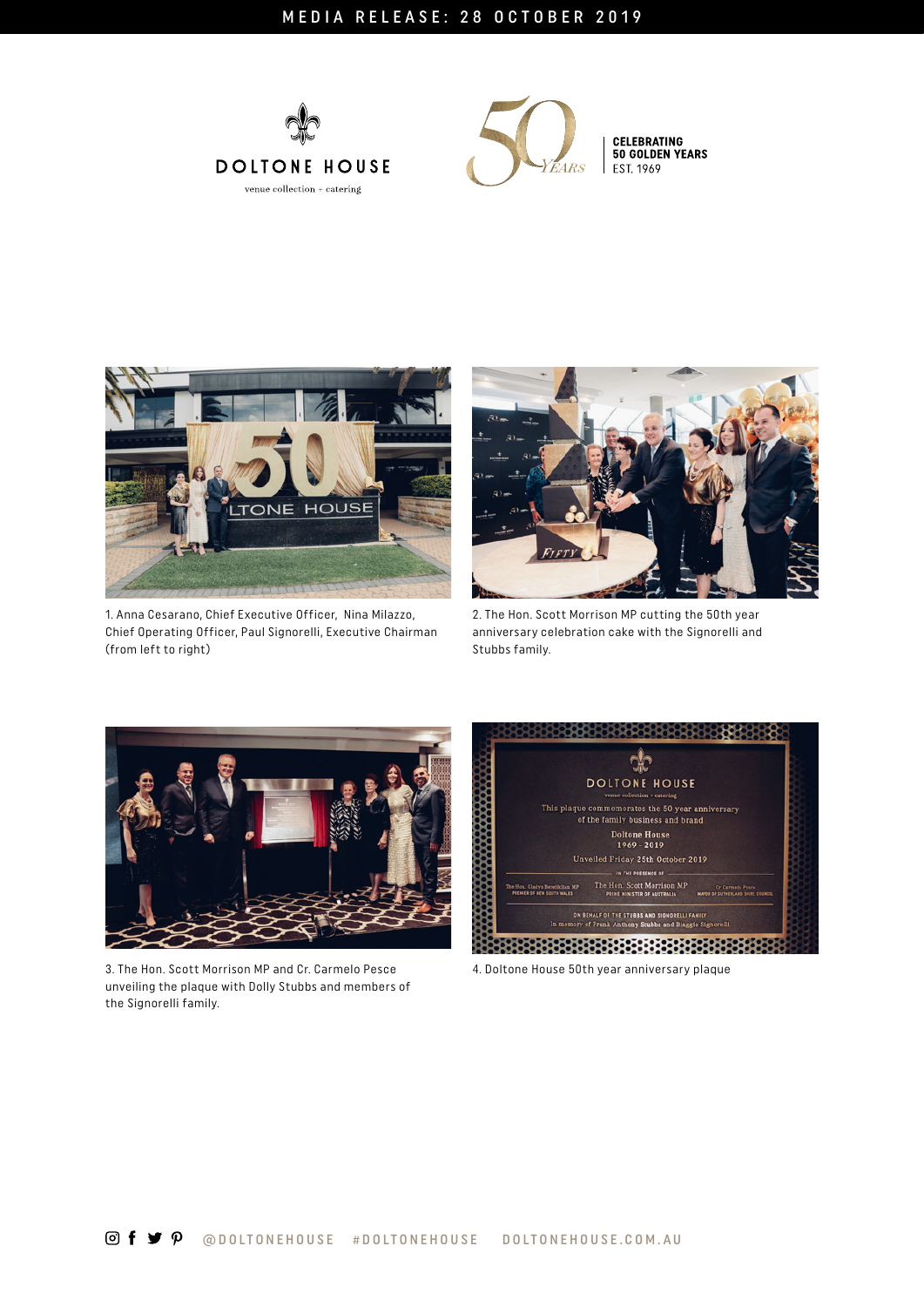MEDIA RELEASE: 28 OCTOBER 2019

DOLTONE HOUSE

venue collection + catering

CELEBRATING
50 GOLDEN YEARS
EST. 1969

1. Anna Cesarano, Chief Executive Officer, Nina Milazzo, Chief Operating Officer, Paul Signorelli, Executive Chairman (from left to right)

2. The Hon. Scott Morrison MP cutting the 50th year anniversary celebration cake with the Signorelli and Stubbs family.

3. The Hon. Scott Morrison MP and Cr. Carmelo Pesce unveiling the plaque with Dolly Stubbs and members of the Signorelli family.

4. Doltone House 50th year anniversary plaque

@DOLTONEHOUSE #DOLTONEHOUSE DOLTONEHOUSE.COM.AU